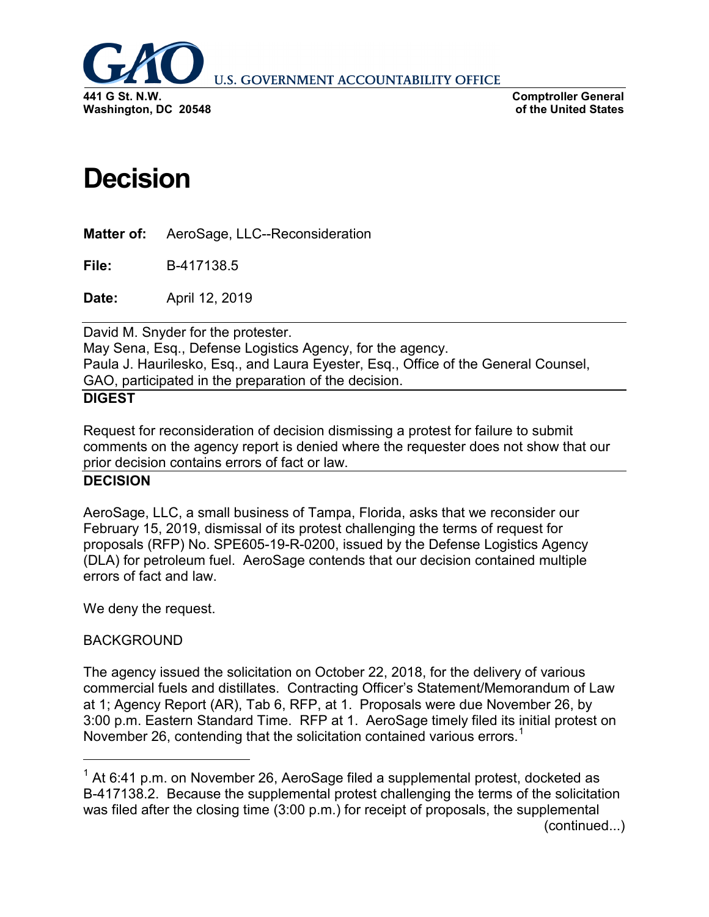**U.S. GOVERNMENT ACCOUNTABILITY OFFICE**

**441 G St. N.W.**
**Washington, DC 20548**

**Comptroller General**
**of the United States**

# Decision

**Matter of:** AeroSage, LLC--Reconsideration

**File:** B-417138.5

**Date:** April 12, 2019

---

David M. Snyder for the protester.
May Sena, Esq., Defense Logistics Agency, for the agency.
Paula J. Haurilesko, Esq., and Laura Eyester, Esq., Office of the General Counsel, GAO, participated in the preparation of the decision.

---

**DIGEST**

Request for reconsideration of decision dismissing a protest for failure to submit comments on the agency report is denied where the requester does not show that our prior decision contains errors of fact or law.

---

**DECISION**

AeroSage, LLC, a small business of Tampa, Florida, asks that we reconsider our February 15, 2019, dismissal of its protest challenging the terms of request for proposals (RFP) No. SPE605-19-R-0200, issued by the Defense Logistics Agency (DLA) for petroleum fuel. AeroSage contends that our decision contained multiple errors of fact and law.

We deny the request.

BACKGROUND

The agency issued the solicitation on October 22, 2018, for the delivery of various commercial fuels and distillates. Contracting Officer's Statement/Memorandum of Law at 1; Agency Report (AR), Tab 6, RFP, at 1. Proposals were due November 26, by 3:00 p.m. Eastern Standard Time. RFP at 1. AeroSage timely filed its initial protest on November 26, contending that the solicitation contained various errors.[1]

---

[1] At 6:41 p.m. on November 26, AeroSage filed a supplemental protest, docketed as B-417138.2. Because the supplemental protest challenging the terms of the solicitation was filed after the closing time (3:00 p.m.) for receipt of proposals, the supplemental (continued...)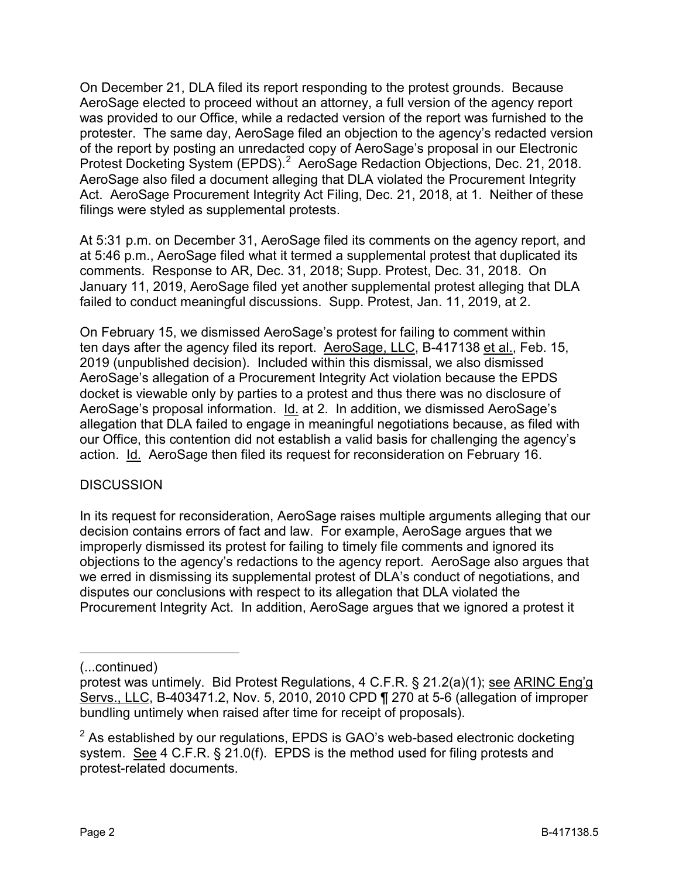On December 21, DLA filed its report responding to the protest grounds. Because AeroSage elected to proceed without an attorney, a full version of the agency report was provided to our Office, while a redacted version of the report was furnished to the protester. The same day, AeroSage filed an objection to the agency's redacted version of the report by posting an unredacted copy of AeroSage's proposal in our Electronic Protest Docketing System (EPDS).[2] AeroSage Redaction Objections, Dec. 21, 2018. AeroSage also filed a document alleging that DLA violated the Procurement Integrity Act. AeroSage Procurement Integrity Act Filing, Dec. 21, 2018, at 1. Neither of these filings were styled as supplemental protests.

At 5:31 p.m. on December 31, AeroSage filed its comments on the agency report, and at 5:46 p.m., AeroSage filed what it termed a supplemental protest that duplicated its comments. Response to AR, Dec. 31, 2018; Supp. Protest, Dec. 31, 2018. On January 11, 2019, AeroSage filed yet another supplemental protest alleging that DLA failed to conduct meaningful discussions. Supp. Protest, Jan. 11, 2019, at 2.

On February 15, we dismissed AeroSage's protest for failing to comment within ten days after the agency filed its report. AeroSage, LLC, B-417138 et al., Feb. 15, 2019 (unpublished decision). Included within this dismissal, we also dismissed AeroSage's allegation of a Procurement Integrity Act violation because the EPDS docket is viewable only by parties to a protest and thus there was no disclosure of AeroSage's proposal information. Id. at 2. In addition, we dismissed AeroSage's allegation that DLA failed to engage in meaningful negotiations because, as filed with our Office, this contention did not establish a valid basis for challenging the agency's action. Id. AeroSage then filed its request for reconsideration on February 16.

## DISCUSSION

In its request for reconsideration, AeroSage raises multiple arguments alleging that our decision contains errors of fact and law. For example, AeroSage argues that we improperly dismissed its protest for failing to timely file comments and ignored its objections to the agency's redactions to the agency report. AeroSage also argues that we erred in dismissing its supplemental protest of DLA's conduct of negotiations, and disputes our conclusions with respect to its allegation that DLA violated the Procurement Integrity Act. In addition, AeroSage argues that we ignored a protest it

---

(...continued)
protest was untimely. Bid Protest Regulations, 4 C.F.R. § 21.2(a)(1); see ARINC Eng'g Servs., LLC, B-403471.2, Nov. 5, 2010, 2010 CPD ¶ 270 at 5-6 (allegation of improper bundling untimely when raised after time for receipt of proposals).

[2] As established by our regulations, EPDS is GAO's web-based electronic docketing system. See 4 C.F.R. § 21.0(f). EPDS is the method used for filing protests and protest-related documents.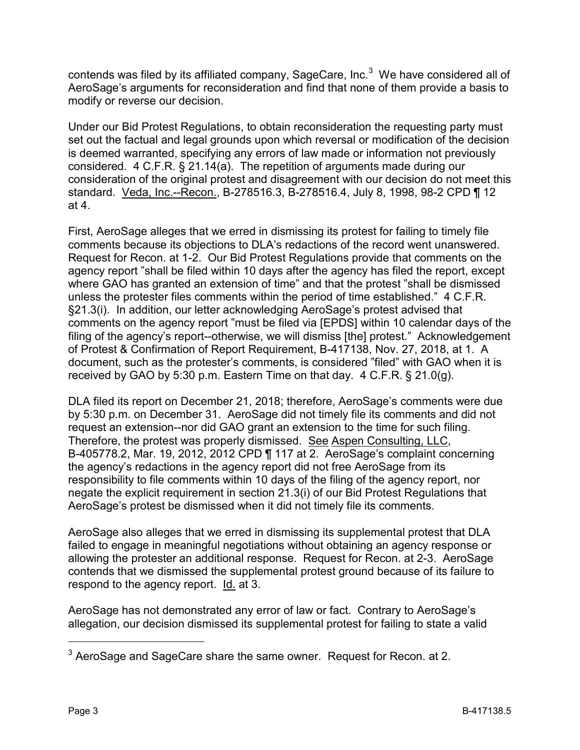contends was filed by its affiliated company, SageCare, Inc.[3] We have considered all of AeroSage's arguments for reconsideration and find that none of them provide a basis to modify or reverse our decision.

Under our Bid Protest Regulations, to obtain reconsideration the requesting party must set out the factual and legal grounds upon which reversal or modification of the decision is deemed warranted, specifying any errors of law made or information not previously considered. 4 C.F.R. § 21.14(a). The repetition of arguments made during our consideration of the original protest and disagreement with our decision do not meet this standard. Veda, Inc.--Recon., B-278516.3, B-278516.4, July 8, 1998, 98-2 CPD ¶ 12 at 4.

First, AeroSage alleges that we erred in dismissing its protest for failing to timely file comments because its objections to DLA's redactions of the record went unanswered. Request for Recon. at 1-2. Our Bid Protest Regulations provide that comments on the agency report "shall be filed within 10 days after the agency has filed the report, except where GAO has granted an extension of time" and that the protest "shall be dismissed unless the protester files comments within the period of time established." 4 C.F.R. §21.3(i). In addition, our letter acknowledging AeroSage's protest advised that comments on the agency report "must be filed via [EPDS] within 10 calendar days of the filing of the agency's report--otherwise, we will dismiss [the] protest." Acknowledgement of Protest & Confirmation of Report Requirement, B-417138, Nov. 27, 2018, at 1. A document, such as the protester's comments, is considered "filed" with GAO when it is received by GAO by 5:30 p.m. Eastern Time on that day. 4 C.F.R. § 21.0(g).

DLA filed its report on December 21, 2018; therefore, AeroSage's comments were due by 5:30 p.m. on December 31. AeroSage did not timely file its comments and did not request an extension--nor did GAO grant an extension to the time for such filing. Therefore, the protest was properly dismissed. See Aspen Consulting, LLC, B-405778.2, Mar. 19, 2012, 2012 CPD ¶ 117 at 2. AeroSage's complaint concerning the agency's redactions in the agency report did not free AeroSage from its responsibility to file comments within 10 days of the filing of the agency report, nor negate the explicit requirement in section 21.3(i) of our Bid Protest Regulations that AeroSage's protest be dismissed when it did not timely file its comments.

AeroSage also alleges that we erred in dismissing its supplemental protest that DLA failed to engage in meaningful negotiations without obtaining an agency response or allowing the protester an additional response. Request for Recon. at 2-3. AeroSage contends that we dismissed the supplemental protest ground because of its failure to respond to the agency report. Id. at 3.

AeroSage has not demonstrated any error of law or fact. Contrary to AeroSage's allegation, our decision dismissed its supplemental protest for failing to state a valid

---

[3] AeroSage and SageCare share the same owner. Request for Recon. at 2.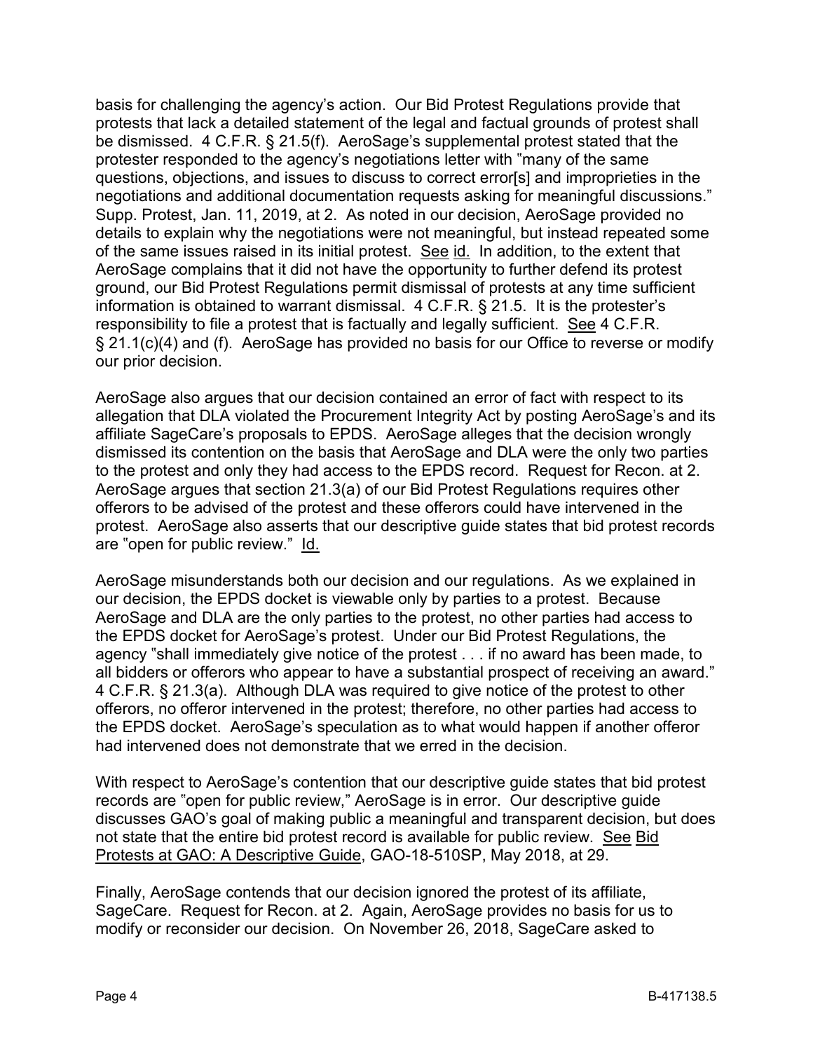basis for challenging the agency's action. Our Bid Protest Regulations provide that protests that lack a detailed statement of the legal and factual grounds of protest shall be dismissed. 4 C.F.R. § 21.5(f). AeroSage's supplemental protest stated that the protester responded to the agency's negotiations letter with "many of the same questions, objections, and issues to discuss to correct error[s] and improprieties in the negotiations and additional documentation requests asking for meaningful discussions." Supp. Protest, Jan. 11, 2019, at 2. As noted in our decision, AeroSage provided no details to explain why the negotiations were not meaningful, but instead repeated some of the same issues raised in its initial protest. See id. In addition, to the extent that AeroSage complains that it did not have the opportunity to further defend its protest ground, our Bid Protest Regulations permit dismissal of protests at any time sufficient information is obtained to warrant dismissal. 4 C.F.R. § 21.5. It is the protester's responsibility to file a protest that is factually and legally sufficient. See 4 C.F.R. § 21.1(c)(4) and (f). AeroSage has provided no basis for our Office to reverse or modify our prior decision.

AeroSage also argues that our decision contained an error of fact with respect to its allegation that DLA violated the Procurement Integrity Act by posting AeroSage's and its affiliate SageCare's proposals to EPDS. AeroSage alleges that the decision wrongly dismissed its contention on the basis that AeroSage and DLA were the only two parties to the protest and only they had access to the EPDS record. Request for Recon. at 2. AeroSage argues that section 21.3(a) of our Bid Protest Regulations requires other offerors to be advised of the protest and these offerors could have intervened in the protest. AeroSage also asserts that our descriptive guide states that bid protest records are "open for public review." Id.

AeroSage misunderstands both our decision and our regulations. As we explained in our decision, the EPDS docket is viewable only by parties to a protest. Because AeroSage and DLA are the only parties to the protest, no other parties had access to the EPDS docket for AeroSage's protest. Under our Bid Protest Regulations, the agency "shall immediately give notice of the protest . . . if no award has been made, to all bidders or offerors who appear to have a substantial prospect of receiving an award." 4 C.F.R. § 21.3(a). Although DLA was required to give notice of the protest to other offerors, no offeror intervened in the protest; therefore, no other parties had access to the EPDS docket. AeroSage's speculation as to what would happen if another offeror had intervened does not demonstrate that we erred in the decision.

With respect to AeroSage's contention that our descriptive guide states that bid protest records are "open for public review," AeroSage is in error. Our descriptive guide discusses GAO's goal of making public a meaningful and transparent decision, but does not state that the entire bid protest record is available for public review. See Bid Protests at GAO: A Descriptive Guide, GAO-18-510SP, May 2018, at 29.

Finally, AeroSage contends that our decision ignored the protest of its affiliate, SageCare. Request for Recon. at 2. Again, AeroSage provides no basis for us to modify or reconsider our decision. On November 26, 2018, SageCare asked to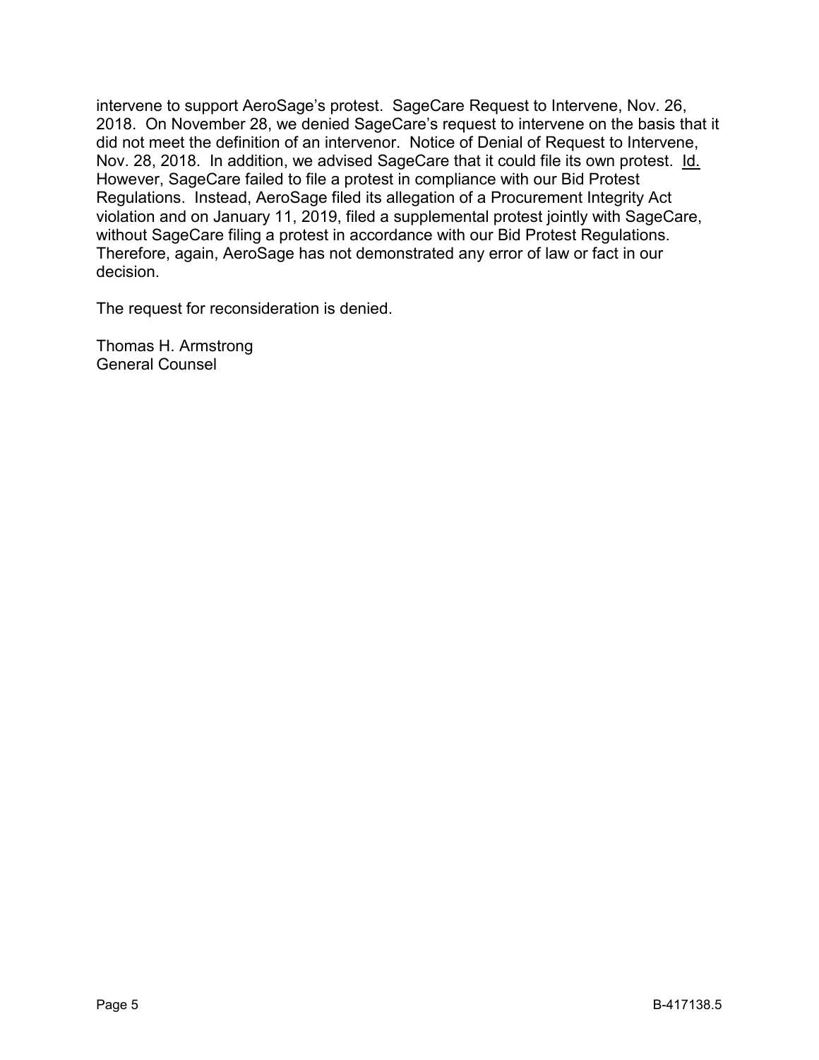intervene to support AeroSage's protest. SageCare Request to Intervene, Nov. 26, 2018. On November 28, we denied SageCare's request to intervene on the basis that it did not meet the definition of an intervenor. Notice of Denial of Request to Intervene, Nov. 28, 2018. In addition, we advised SageCare that it could file its own protest. Id. However, SageCare failed to file a protest in compliance with our Bid Protest Regulations. Instead, AeroSage filed its allegation of a Procurement Integrity Act violation and on January 11, 2019, filed a supplemental protest jointly with SageCare, without SageCare filing a protest in accordance with our Bid Protest Regulations. Therefore, again, AeroSage has not demonstrated any error of law or fact in our decision.

The request for reconsideration is denied.

Thomas H. Armstrong
General Counsel